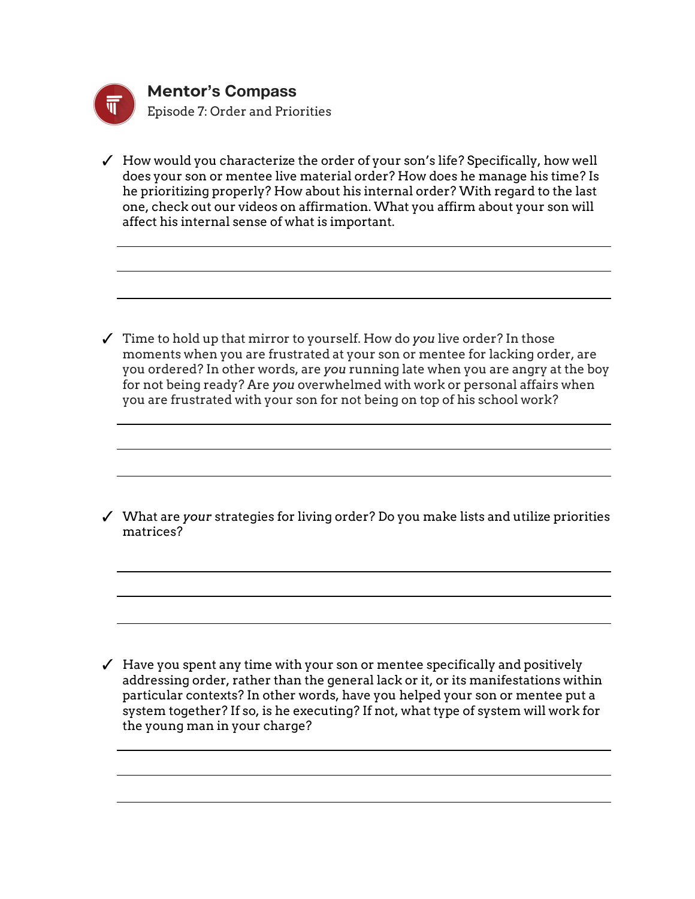# Mentor's Compass

Episode 7: Order and Priorities

- ✓ How would you characterize the order of your son's life? Specifically, how well does your son or mentee live material order? How does he manage his time? Is he prioritizing properly? How about his internal order? With regard to the last one, check out our videos on affirmation. What you affirm about your son will affect his internal sense of what is important.

- ✓ Time to hold up that mirror to yourself. How do *you* live order? In those moments when you are frustrated at your son or mentee for lacking order, are you ordered? In other words, are *you* running late when you are angry at the boy for not being ready? Are *you* overwhelmed with work or personal affairs when you are frustrated with your son for not being on top of his school work?

- ✓ What are *your* strategies for living order? Do you make lists and utilize priorities matrices?

- ✓ Have you spent any time with your son or mentee specifically and positively addressing order, rather than the general lack or it, or its manifestations within particular contexts? In other words, have you helped your son or mentee put a system together? If so, is he executing? If not, what type of system will work for the young man in your charge?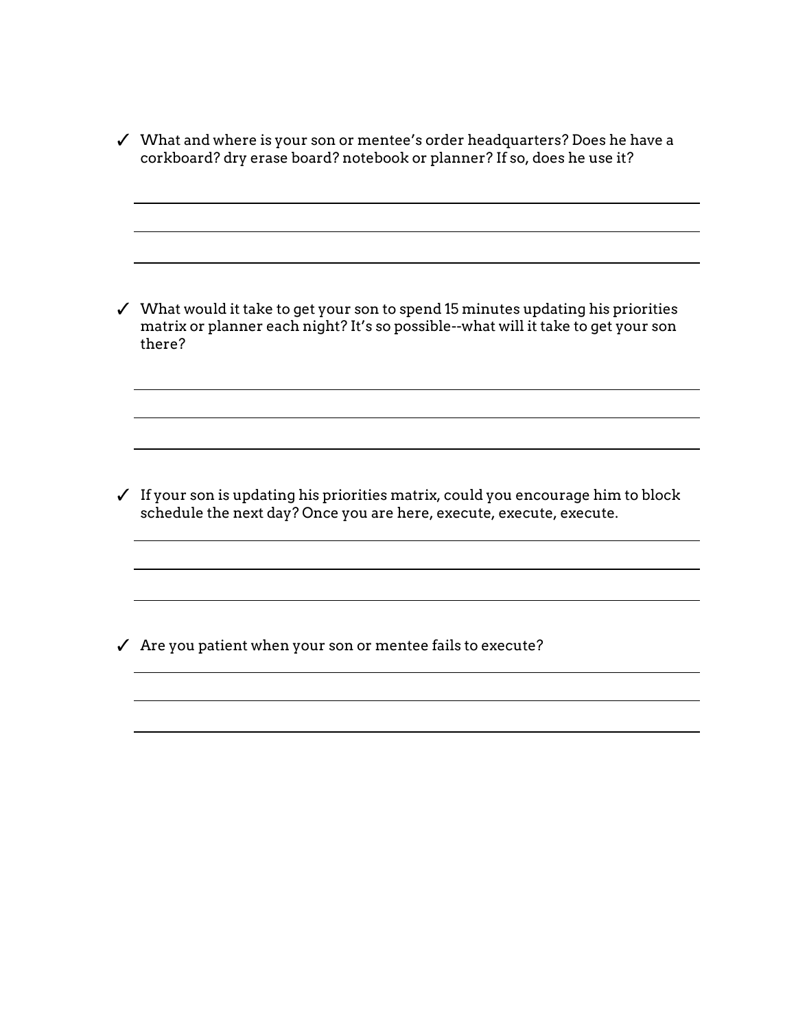✓ What and where is your son or mentee's order headquarters? Does he have a corkboard? dry erase board? notebook or planner? If so, does he use it?

✓ What would it take to get your son to spend 15 minutes updating his priorities matrix or planner each night? It's so possible--what will it take to get your son there?

✓ If your son is updating his priorities matrix, could you encourage him to block schedule the next day? Once you are here, execute, execute, execute.

✓ Are you patient when your son or mentee fails to execute?